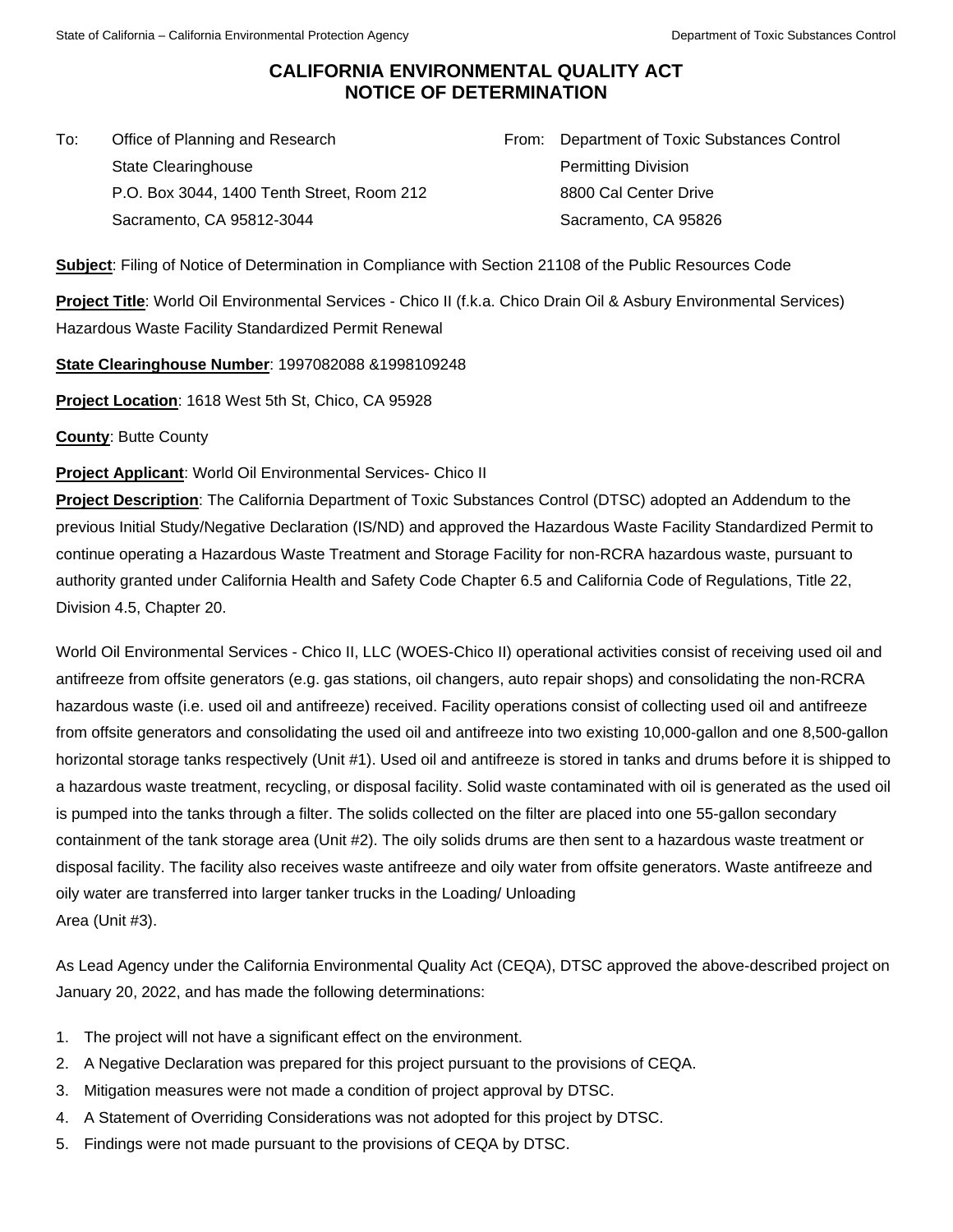# CALIFORNIA ENVIRONMENTAL QUALITY ACT
# NOTICE OF DETERMINATION

To: Office of Planning and Research
State Clearinghouse
P.O. Box 3044, 1400 Tenth Street, Room 212
Sacramento, CA 95812-3044

From: Department of Toxic Substances Control
Permitting Division
8800 Cal Center Drive
Sacramento, CA 95826

**Subject**: Filing of Notice of Determination in Compliance with Section 21108 of the Public Resources Code

**Project Title**: World Oil Environmental Services - Chico II (f.k.a. Chico Drain Oil & Asbury Environmental Services) Hazardous Waste Facility Standardized Permit Renewal

**State Clearinghouse Number**: 1997082088 &1998109248

**Project Location**: 1618 West 5th St, Chico, CA 95928

**County**: Butte County

**Project Applicant**: World Oil Environmental Services- Chico II

**Project Description**: The California Department of Toxic Substances Control (DTSC) adopted an Addendum to the previous Initial Study/Negative Declaration (IS/ND) and approved the Hazardous Waste Facility Standardized Permit to continue operating a Hazardous Waste Treatment and Storage Facility for non-RCRA hazardous waste, pursuant to authority granted under California Health and Safety Code Chapter 6.5 and California Code of Regulations, Title 22, Division 4.5, Chapter 20.

World Oil Environmental Services - Chico II, LLC (WOES-Chico II) operational activities consist of receiving used oil and antifreeze from offsite generators (e.g. gas stations, oil changers, auto repair shops) and consolidating the non-RCRA hazardous waste (i.e. used oil and antifreeze) received. Facility operations consist of collecting used oil and antifreeze from offsite generators and consolidating the used oil and antifreeze into two existing 10,000-gallon and one 8,500-gallon horizontal storage tanks respectively (Unit #1). Used oil and antifreeze is stored in tanks and drums before it is shipped to a hazardous waste treatment, recycling, or disposal facility. Solid waste contaminated with oil is generated as the used oil is pumped into the tanks through a filter. The solids collected on the filter are placed into one 55-gallon secondary containment of the tank storage area (Unit #2). The oily solids drums are then sent to a hazardous waste treatment or disposal facility. The facility also receives waste antifreeze and oily water from offsite generators. Waste antifreeze and oily water are transferred into larger tanker trucks in the Loading/ Unloading
Area (Unit #3).

As Lead Agency under the California Environmental Quality Act (CEQA), DTSC approved the above-described project on January 20, 2022, and has made the following determinations:

1. The project will not have a significant effect on the environment.
2. A Negative Declaration was prepared for this project pursuant to the provisions of CEQA.
3. Mitigation measures were not made a condition of project approval by DTSC.
4. A Statement of Overriding Considerations was not adopted for this project by DTSC.
5. Findings were not made pursuant to the provisions of CEQA by DTSC.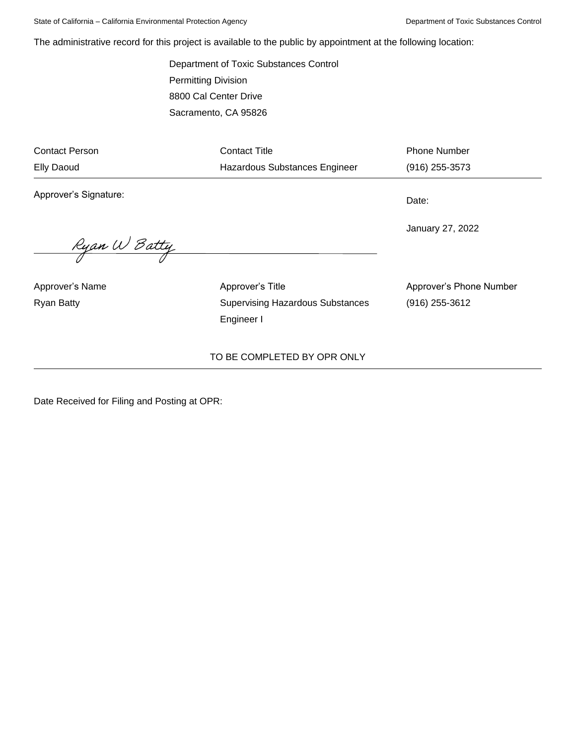The administrative record for this project is available to the public by appointment at the following location:

Department of Toxic Substances Control
Permitting Division
8800 Cal Center Drive
Sacramento, CA 95826

| Contact Person | Contact Title | Phone Number |
| --- | --- | --- |
| Elly Daoud | Hazardous Substances Engineer | (916) 255-3573 |

Approver's Signature: Ryan W Batty

Date: January 27, 2022

| Approver's Name | Approver's Title | Approver's Phone Number |
| --- | --- | --- |
| Ryan Batty | Supervising Hazardous Substances Engineer I | (916) 255-3612 |

TO BE COMPLETED BY OPR ONLY

Date Received for Filing and Posting at OPR: